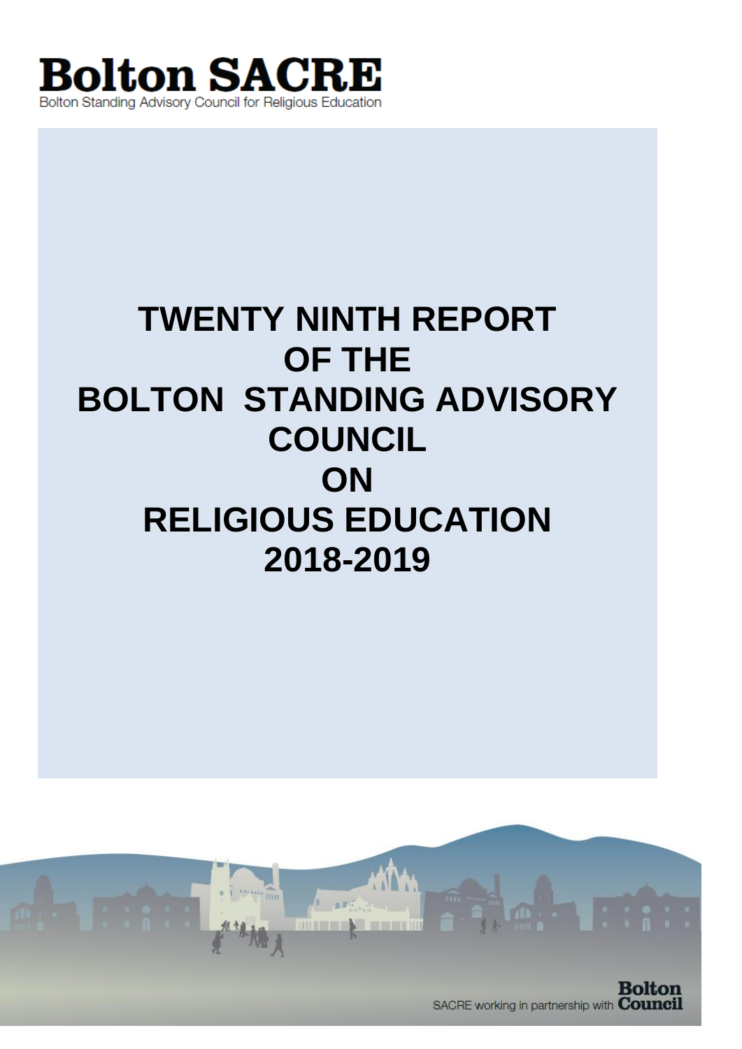**Bolton SACRE**

Bolton Standing Advisory Council for Religious Education

# TWENTY NINTH REPORT OF THE BOLTON STANDING ADVISORY COUNCIL ON RELIGIOUS EDUCATION 2018-2019

SACRE working in partnership with **Bolton Council**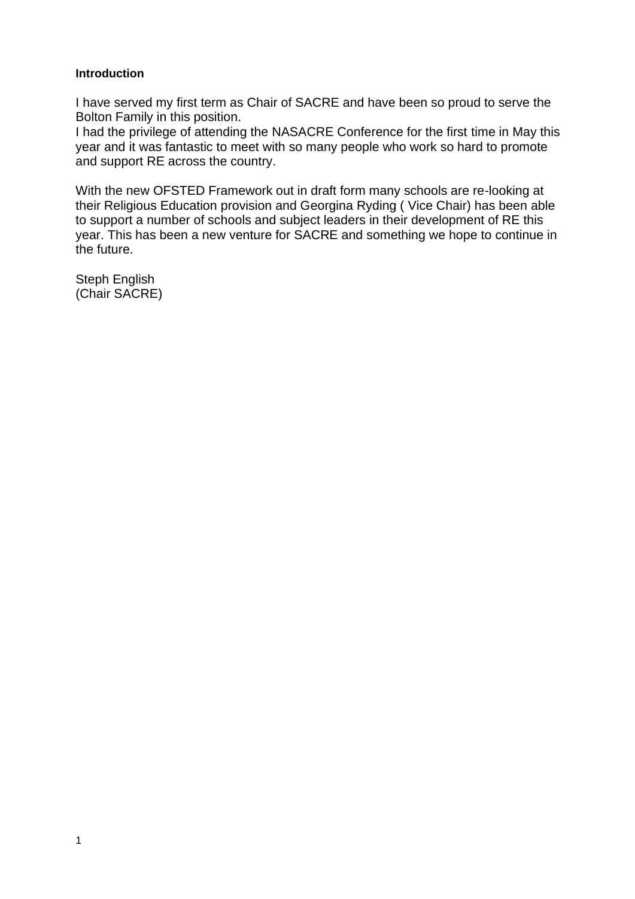**Introduction**

I have served my first term as Chair of SACRE and have been so proud to serve the Bolton Family in this position.
I had the privilege of attending the NASACRE Conference for the first time in May this year and it was fantastic to meet with so many people who work so hard to promote and support RE across the country.

With the new OFSTED Framework out in draft form many schools are re-looking at their Religious Education provision and Georgina Ryding ( Vice Chair) has been able to support a number of schools and subject leaders in their development of RE this year. This has been a new venture for SACRE and something we hope to continue in the future.

Steph English
(Chair SACRE)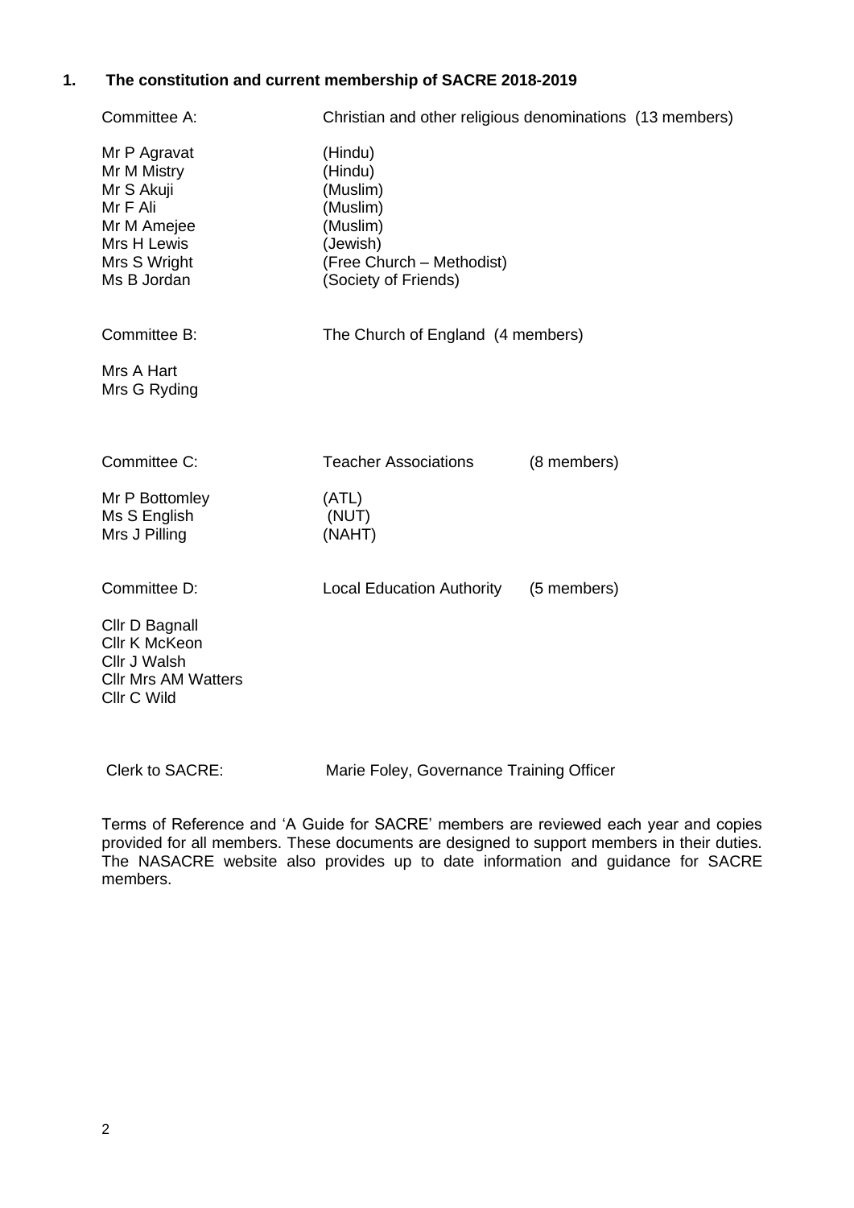## 1. The constitution and current membership of SACRE 2018-2019

| | | |
|---|---|---|
| Committee A: | Christian and other religious denominations (13 members) | |
| Mr P Agravat | (Hindu) | |
| Mr M Mistry | (Hindu) | |
| Mr S Akuji | (Muslim) | |
| Mr F Ali | (Muslim) | |
| Mr M Amejee | (Muslim) | |
| Mrs H Lewis | (Jewish) | |
| Mrs S Wright | (Free Church – Methodist) | |
| Ms B Jordan | (Society of Friends) | |
| Committee B: | The Church of England (4 members) | |
| Mrs A Hart | | |
| Mrs G Ryding | | |
| Committee C: | Teacher Associations | (8 members) |
| Mr P Bottomley | (ATL) | |
| Ms S English | (NUT) | |
| Mrs J Pilling | (NAHT) | |
| Committee D: | Local Education Authority | (5 members) |
| Cllr D Bagnall | | |
| Cllr K McKeon | | |
| Cllr J Walsh | | |
| Cllr Mrs AM Watters | | |
| Cllr C Wild | | |

Clerk to SACRE: Marie Foley, Governance Training Officer

Terms of Reference and 'A Guide for SACRE' members are reviewed each year and copies provided for all members. These documents are designed to support members in their duties. The NASACRE website also provides up to date information and guidance for SACRE members.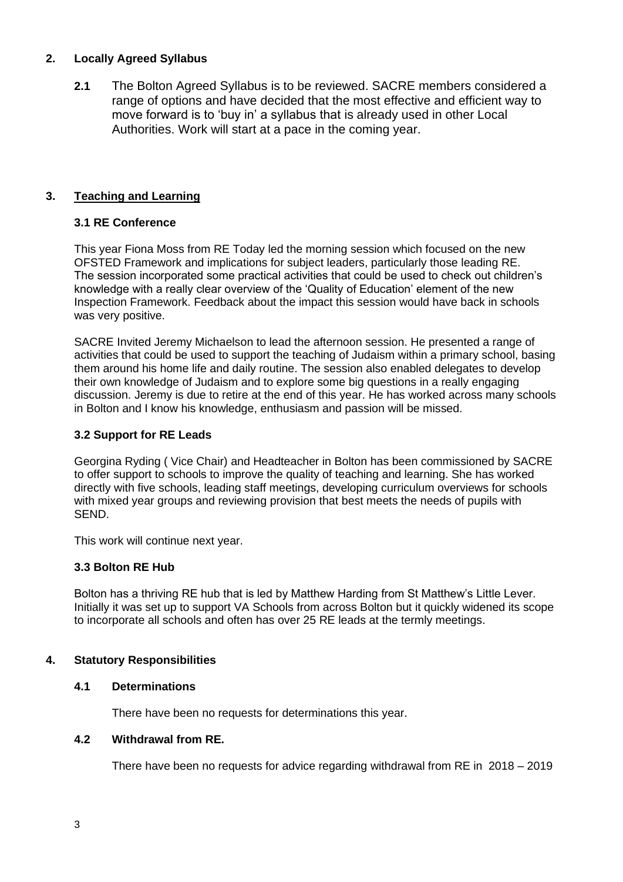## 2. Locally Agreed Syllabus

**2.1** The Bolton Agreed Syllabus is to be reviewed. SACRE members considered a range of options and have decided that the most effective and efficient way to move forward is to 'buy in' a syllabus that is already used in other Local Authorities. Work will start at a pace in the coming year.

## 3. Teaching and Learning

### 3.1 RE Conference

This year Fiona Moss from RE Today led the morning session which focused on the new OFSTED Framework and implications for subject leaders, particularly those leading RE. The session incorporated some practical activities that could be used to check out children's knowledge with a really clear overview of the 'Quality of Education' element of the new Inspection Framework. Feedback about the impact this session would have back in schools was very positive.

SACRE Invited Jeremy Michaelson to lead the afternoon session. He presented a range of activities that could be used to support the teaching of Judaism within a primary school, basing them around his home life and daily routine. The session also enabled delegates to develop their own knowledge of Judaism and to explore some big questions in a really engaging discussion. Jeremy is due to retire at the end of this year. He has worked across many schools in Bolton and I know his knowledge, enthusiasm and passion will be missed.

### 3.2 Support for RE Leads

Georgina Ryding ( Vice Chair) and Headteacher in Bolton has been commissioned by SACRE to offer support to schools to improve the quality of teaching and learning. She has worked directly with five schools, leading staff meetings, developing curriculum overviews for schools with mixed year groups and reviewing provision that best meets the needs of pupils with SEND.

This work will continue next year.

### 3.3 Bolton RE Hub

Bolton has a thriving RE hub that is led by Matthew Harding from St Matthew's Little Lever. Initially it was set up to support VA Schools from across Bolton but it quickly widened its scope to incorporate all schools and often has over 25 RE leads at the termly meetings.

## 4. Statutory Responsibilities

### 4.1 Determinations

There have been no requests for determinations this year.

### 4.2 Withdrawal from RE.

There have been no requests for advice regarding withdrawal from RE in 2018 – 2019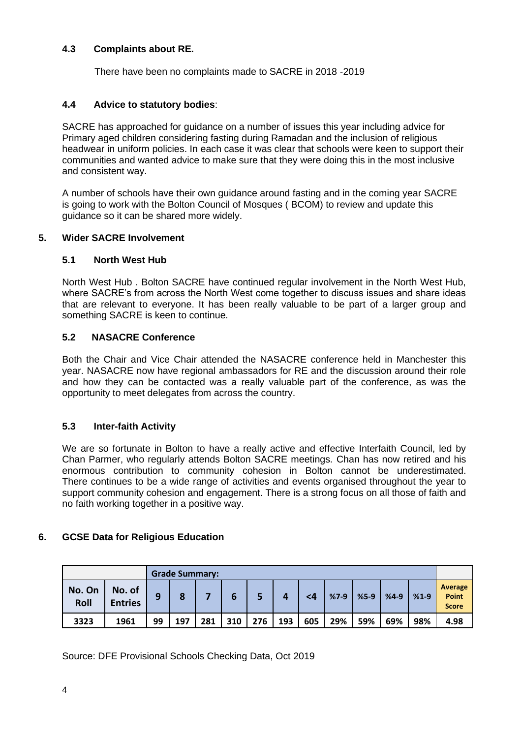### 4.3 Complaints about RE.

There have been no complaints made to SACRE in 2018 -2019

### 4.4 Advice to statutory bodies:

SACRE has approached for guidance on a number of issues this year including advice for Primary aged children considering fasting during Ramadan and the inclusion of religious headwear in uniform policies. In each case it was clear that schools were keen to support their communities and wanted advice to make sure that they were doing this in the most inclusive and consistent way.

A number of schools have their own guidance around fasting and in the coming year SACRE is going to work with the Bolton Council of Mosques ( BCOM) to review and update this guidance so it can be shared more widely.

## 5. Wider SACRE Involvement

### 5.1 North West Hub

North West Hub . Bolton SACRE have continued regular involvement in the North West Hub, where SACRE's from across the North West come together to discuss issues and share ideas that are relevant to everyone. It has been really valuable to be part of a larger group and something SACRE is keen to continue.

### 5.2 NASACRE Conference

Both the Chair and Vice Chair attended the NASACRE conference held in Manchester this year. NASACRE now have regional ambassadors for RE and the discussion around their role and how they can be contacted was a really valuable part of the conference, as was the opportunity to meet delegates from across the country.

### 5.3 Inter-faith Activity

We are so fortunate in Bolton to have a really active and effective Interfaith Council, led by Chan Parmer, who regularly attends Bolton SACRE meetings. Chan has now retired and his enormous contribution to community cohesion in Bolton cannot be underestimated. There continues to be a wide range of activities and events organised throughout the year to support community cohesion and engagement. There is a strong focus on all those of faith and no faith working together in a positive way.

## 6. GCSE Data for Religious Education

| | | Grade Summary: | | | | | | | | | | | |
|---|---|---|---|---|---|---|---|---|---|---|---|---|---|
| No. On Roll | No. of Entries | 9 | 8 | 7 | 6 | 5 | 4 | <4 | %7-9 | %5-9 | %4-9 | %1-9 | Average Point Score |
| 3323 | 1961 | 99 | 197 | 281 | 310 | 276 | 193 | 605 | 29% | 59% | 69% | 98% | 4.98 |

Source: DFE Provisional Schools Checking Data, Oct 2019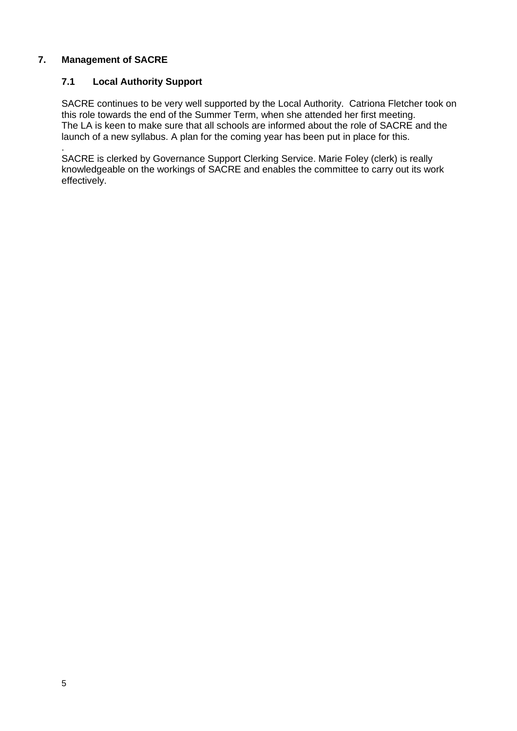## 7. Management of SACRE

### 7.1 Local Authority Support

SACRE continues to be very well supported by the Local Authority. Catriona Fletcher took on this role towards the end of the Summer Term, when she attended her first meeting. The LA is keen to make sure that all schools are informed about the role of SACRE and the launch of a new syllabus. A plan for the coming year has been put in place for this.

.

SACRE is clerked by Governance Support Clerking Service. Marie Foley (clerk) is really knowledgeable on the workings of SACRE and enables the committee to carry out its work effectively.